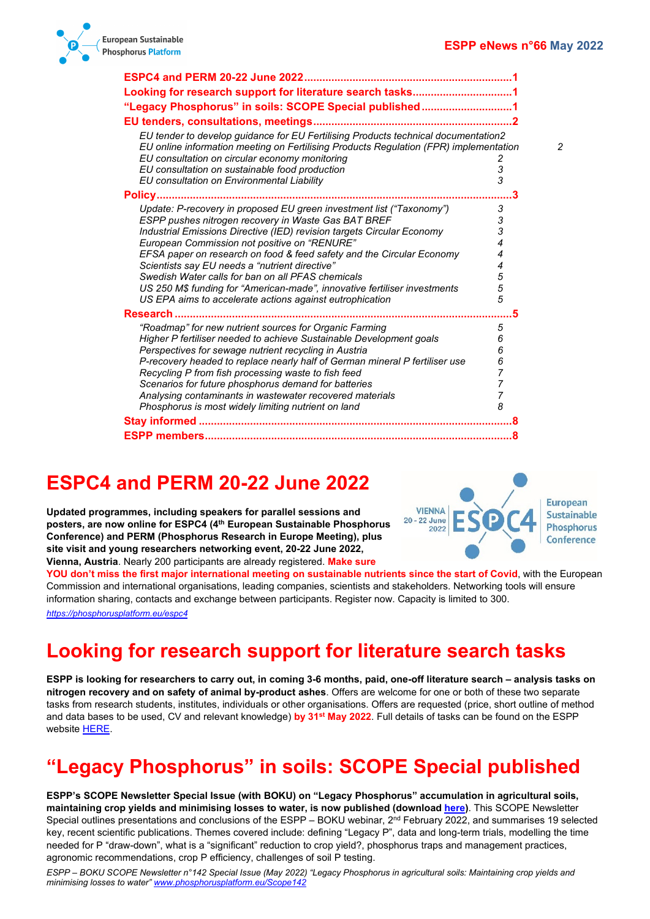**ESPP eNews n°66 May 2022**

**ESPC4 and PERM 20-22 June 2022** ....... 1
**Looking for research support for literature search tasks** ....... 1
**"Legacy Phosphorus" in soils: SCOPE Special published** ....... 1
**EU tenders, consultations, meetings** ....... 2

- *EU tender to develop guidance for EU Fertilising Products technical documentation* 2
- *EU online information meeting on Fertilising Products Regulation (FPR) implementation* 2
- *EU consultation on circular economy monitoring* 2
- *EU consultation on sustainable food production* 3
- *EU consultation on Environmental Liability* 3

**Policy** ....... 3

- *Update: P-recovery in proposed EU green investment list ("Taxonomy")* 3
- *ESPP pushes nitrogen recovery in Waste Gas BAT BREF* 3
- *Industrial Emissions Directive (IED) revision targets Circular Economy* 3
- *European Commission not positive on "RENURE"* 4
- *EFSA paper on research on food & feed safety and the Circular Economy* 4
- *Scientists say EU needs a "nutrient directive"* 4
- *Swedish Water calls for ban on all PFAS chemicals* 5
- *US 250 M$ funding for "American-made", innovative fertiliser investments* 5
- *US EPA aims to accelerate actions against eutrophication* 5

**Research** ....... 5

- *"Roadmap" for new nutrient sources for Organic Farming* 5
- *Higher P fertiliser needed to achieve Sustainable Development goals* 6
- *Perspectives for sewage nutrient recycling in Austria* 6
- *P-recovery headed to replace nearly half of German mineral P fertiliser use* 6
- *Recycling P from fish processing waste to fish feed* 7
- *Scenarios for future phosphorus demand for batteries* 7
- *Analysing contaminants in wastewater recovered materials* 7
- *Phosphorus is most widely limiting nutrient on land* 8

**Stay informed** ....... 8
**ESPP members** ....... 8

# ESPC4 and PERM 20-22 June 2022

**Updated programmes, including speakers for parallel sessions and posters, are now online for ESPC4 (4th European Sustainable Phosphorus Conference) and PERM (Phosphorus Research in Europe Meeting), plus site visit and young researchers networking event, 20-22 June 2022, Vienna, Austria**. Nearly 200 participants are already registered. **Make sure YOU don't miss the first major international meeting on sustainable nutrients since the start of Covid**, with the European Commission and international organisations, leading companies, scientists and stakeholders. Networking tools will ensure information sharing, contacts and exchange between participants. Register now. Capacity is limited to 300.

*https://phosphorusplatform.eu/espc4*

# Looking for research support for literature search tasks

**ESPP is looking for researchers to carry out, in coming 3-6 months, paid, one-off literature search – analysis tasks on nitrogen recovery and on safety of animal by-product ashes**. Offers are welcome for one or both of these two separate tasks from research students, institutes, individuals or other organisations. Offers are requested (price, short outline of method and data bases to be used, CV and relevant knowledge) **by 31st May 2022**. Full details of tasks can be found on the ESPP website HERE.

# "Legacy Phosphorus" in soils: SCOPE Special published

**ESPP's SCOPE Newsletter Special Issue (with BOKU) on "Legacy Phosphorus" accumulation in agricultural soils, maintaining crop yields and minimising losses to water, is now published (download here)**. This SCOPE Newsletter Special outlines presentations and conclusions of the ESPP – BOKU webinar, 2nd February 2022, and summarises 19 selected key, recent scientific publications. Themes covered include: defining "Legacy P", data and long-term trials, modelling the time needed for P "draw-down", what is a "significant" reduction to crop yield?, phosphorus traps and management practices, agronomic recommendations, crop P efficiency, challenges of soil P testing.

*ESPP – BOKU SCOPE Newsletter n°142 Special Issue (May 2022) "Legacy Phosphorus in agricultural soils: Maintaining crop yields and minimising losses to water" www.phosphorusplatform.eu/Scope142*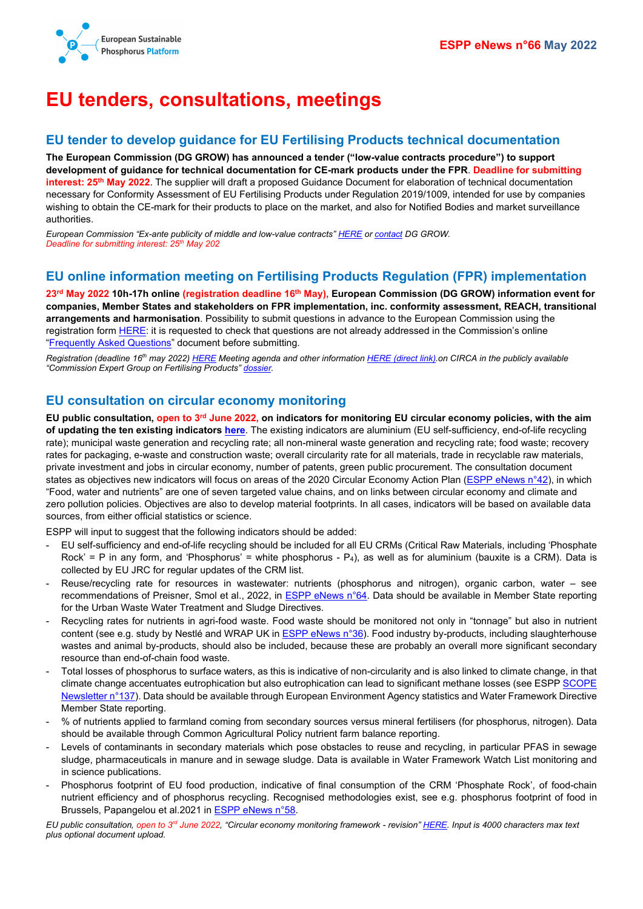# EU tenders, consultations, meetings

## EU tender to develop guidance for EU Fertilising Products technical documentation

**The European Commission (DG GROW) has announced a tender ("low-value contracts procedure") to support development of guidance for technical documentation for CE-mark products under the FPR**. **Deadline for submitting interest: 25th May 2022**. The supplier will draft a proposed Guidance Document for elaboration of technical documentation necessary for Conformity Assessment of EU Fertilising Products under Regulation 2019/1009, intended for use by companies wishing to obtain the CE-mark for their products to place on the market, and also for Notified Bodies and market surveillance authorities.

*European Commission "Ex-ante publicity of middle and low-value contracts" HERE or contact DG GROW.*
*Deadline for submitting interest: 25th May 202*

## EU online information meeting on Fertilising Products Regulation (FPR) implementation

**23rd May 2022 10h-17h online (registration deadline 16th May), European Commission (DG GROW) information event for companies, Member States and stakeholders on FPR implementation, inc. conformity assessment, REACH, transitional arrangements and harmonisation**. Possibility to submit questions in advance to the European Commission using the registration form HERE: it is requested to check that questions are not already addressed in the Commission's online "Frequently Asked Questions" document before submitting.

*Registration (deadline 16th may 2022) HERE Meeting agenda and other information HERE (direct link).on CIRCA in the publicly available "Commission Expert Group on Fertilising Products" dossier.*

## EU consultation on circular economy monitoring

**EU public consultation, open to 3rd June 2022, on indicators for monitoring EU circular economy policies, with the aim of updating the ten existing indicators here**. The existing indicators are aluminium (EU self-sufficiency, end-of-life recycling rate); municipal waste generation and recycling rate; all non-mineral waste generation and recycling rate; food waste; recovery rates for packaging, e-waste and construction waste; overall circularity rate for all materials, trade in recyclable raw materials, private investment and jobs in circular economy, number of patents, green public procurement. The consultation document states as objectives new indicators will focus on areas of the 2020 Circular Economy Action Plan (ESPP eNews n°42), in which "Food, water and nutrients" are one of seven targeted value chains, and on links between circular economy and climate and zero pollution policies. Objectives are also to develop material footprints. In all cases, indicators will be based on available data sources, from either official statistics or science.

ESPP will input to suggest that the following indicators should be added:

- EU self-sufficiency and end-of-life recycling should be included for all EU CRMs (Critical Raw Materials, including 'Phosphate Rock' = P in any form, and 'Phosphorus' = white phosphorus - $P_4$), as well as for aluminium (bauxite is a CRM). Data is collected by EU JRC for regular updates of the CRM list.
- Reuse/recycling rate for resources in wastewater: nutrients (phosphorus and nitrogen), organic carbon, water – see recommendations of Preisner, Smol et al., 2022, in ESPP eNews n°64. Data should be available in Member State reporting for the Urban Waste Water Treatment and Sludge Directives.
- Recycling rates for nutrients in agri-food waste. Food waste should be monitored not only in "tonnage" but also in nutrient content (see e.g. study by Nestlé and WRAP UK in ESPP eNews n°36). Food industry by-products, including slaughterhouse wastes and animal by-products, should also be included, because these are probably an overall more significant secondary resource than end-of-chain food waste.
- Total losses of phosphorus to surface waters, as this is indicative of non-circularity and is also linked to climate change, in that climate change accentuates eutrophication but also eutrophication can lead to significant methane losses (see ESPP SCOPE Newsletter n°137). Data should be available through European Environment Agency statistics and Water Framework Directive Member State reporting.
- % of nutrients applied to farmland coming from secondary sources versus mineral fertilisers (for phosphorus, nitrogen). Data should be available through Common Agricultural Policy nutrient farm balance reporting.
- Levels of contaminants in secondary materials which pose obstacles to reuse and recycling, in particular PFAS in sewage sludge, pharmaceuticals in manure and in sewage sludge. Data is available in Water Framework Watch List monitoring and in science publications.
- Phosphorus footprint of EU food production, indicative of final consumption of the CRM 'Phosphate Rock', of food-chain nutrient efficiency and of phosphorus recycling. Recognised methodologies exist, see e.g. phosphorus footprint of food in Brussels, Papangelou et al.2021 in ESPP eNews n°58.

*EU public consultation, open to 3rd June 2022, "Circular economy monitoring framework - revision" HERE. Input is 4000 characters max text plus optional document upload.*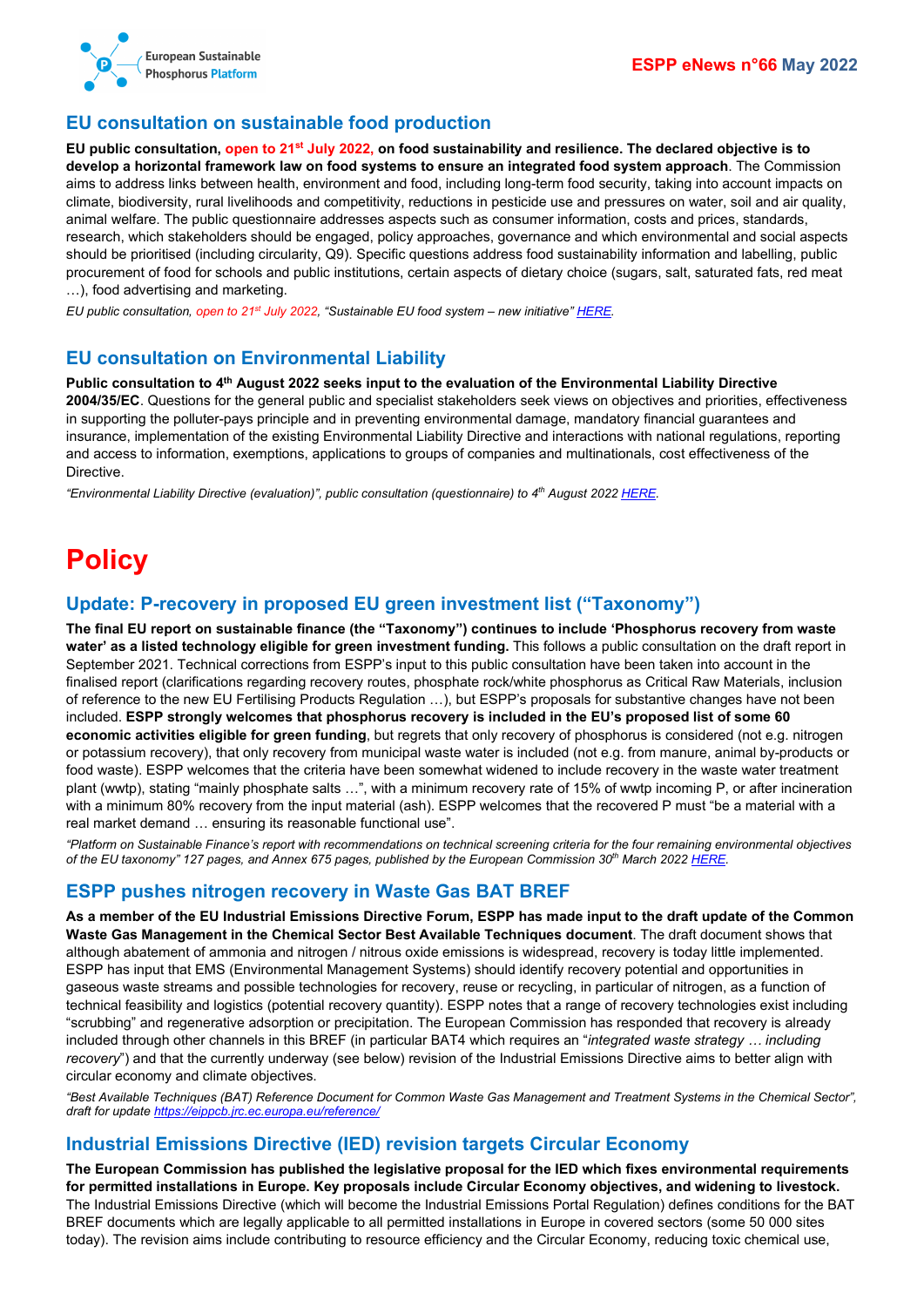## EU consultation on sustainable food production

**EU public consultation, open to 21st July 2022, on food sustainability and resilience. The declared objective is to develop a horizontal framework law on food systems to ensure an integrated food system approach**. The Commission aims to address links between health, environment and food, including long-term food security, taking into account impacts on climate, biodiversity, rural livelihoods and competitivity, reductions in pesticide use and pressures on water, soil and air quality, animal welfare. The public questionnaire addresses aspects such as consumer information, costs and prices, standards, research, which stakeholders should be engaged, policy approaches, governance and which environmental and social aspects should be prioritised (including circularity, Q9). Specific questions address food sustainability information and labelling, public procurement of food for schools and public institutions, certain aspects of dietary choice (sugars, salt, saturated fats, red meat …), food advertising and marketing.

*EU public consultation, open to 21st July 2022, "Sustainable EU food system – new initiative" HERE.*

## EU consultation on Environmental Liability

**Public consultation to 4th August 2022 seeks input to the evaluation of the Environmental Liability Directive 2004/35/EC**. Questions for the general public and specialist stakeholders seek views on objectives and priorities, effectiveness in supporting the polluter-pays principle and in preventing environmental damage, mandatory financial guarantees and insurance, implementation of the existing Environmental Liability Directive and interactions with national regulations, reporting and access to information, exemptions, applications to groups of companies and multinationals, cost effectiveness of the Directive.

*"Environmental Liability Directive (evaluation)", public consultation (questionnaire) to 4th August 2022 HERE.*

# Policy

## Update: P-recovery in proposed EU green investment list ("Taxonomy")

**The final EU report on sustainable finance (the "Taxonomy") continues to include 'Phosphorus recovery from waste water' as a listed technology eligible for green investment funding.** This follows a public consultation on the draft report in September 2021. Technical corrections from ESPP's input to this public consultation have been taken into account in the finalised report (clarifications regarding recovery routes, phosphate rock/white phosphorus as Critical Raw Materials, inclusion of reference to the new EU Fertilising Products Regulation …), but ESPP's proposals for substantive changes have not been included. **ESPP strongly welcomes that phosphorus recovery is included in the EU's proposed list of some 60 economic activities eligible for green funding**, but regrets that only recovery of phosphorus is considered (not e.g. nitrogen or potassium recovery), that only recovery from municipal waste water is included (not e.g. from manure, animal by-products or food waste). ESPP welcomes that the criteria have been somewhat widened to include recovery in the waste water treatment plant (wwtp), stating "mainly phosphate salts …", with a minimum recovery rate of 15% of wwtp incoming P, or after incineration with a minimum 80% recovery from the input material (ash). ESPP welcomes that the recovered P must "be a material with a real market demand … ensuring its reasonable functional use".

*"Platform on Sustainable Finance's report with recommendations on technical screening criteria for the four remaining environmental objectives of the EU taxonomy" 127 pages, and Annex 675 pages, published by the European Commission 30th March 2022 HERE.*

## ESPP pushes nitrogen recovery in Waste Gas BAT BREF

**As a member of the EU Industrial Emissions Directive Forum, ESPP has made input to the draft update of the Common Waste Gas Management in the Chemical Sector Best Available Techniques document**. The draft document shows that although abatement of ammonia and nitrogen / nitrous oxide emissions is widespread, recovery is today little implemented. ESPP has input that EMS (Environmental Management Systems) should identify recovery potential and opportunities in gaseous waste streams and possible technologies for recovery, reuse or recycling, in particular of nitrogen, as a function of technical feasibility and logistics (potential recovery quantity). ESPP notes that a range of recovery technologies exist including "scrubbing" and regenerative adsorption or precipitation. The European Commission has responded that recovery is already included through other channels in this BREF (in particular BAT4 which requires an "*integrated waste strategy … including recovery*") and that the currently underway (see below) revision of the Industrial Emissions Directive aims to better align with circular economy and climate objectives.

*"Best Available Techniques (BAT) Reference Document for Common Waste Gas Management and Treatment Systems in the Chemical Sector", draft for update https://eippcb.jrc.ec.europa.eu/reference/*

## Industrial Emissions Directive (IED) revision targets Circular Economy

**The European Commission has published the legislative proposal for the IED which fixes environmental requirements for permitted installations in Europe. Key proposals include Circular Economy objectives, and widening to livestock.** The Industrial Emissions Directive (which will become the Industrial Emissions Portal Regulation) defines conditions for the BAT BREF documents which are legally applicable to all permitted installations in Europe in covered sectors (some 50 000 sites today). The revision aims include contributing to resource efficiency and the Circular Economy, reducing toxic chemical use,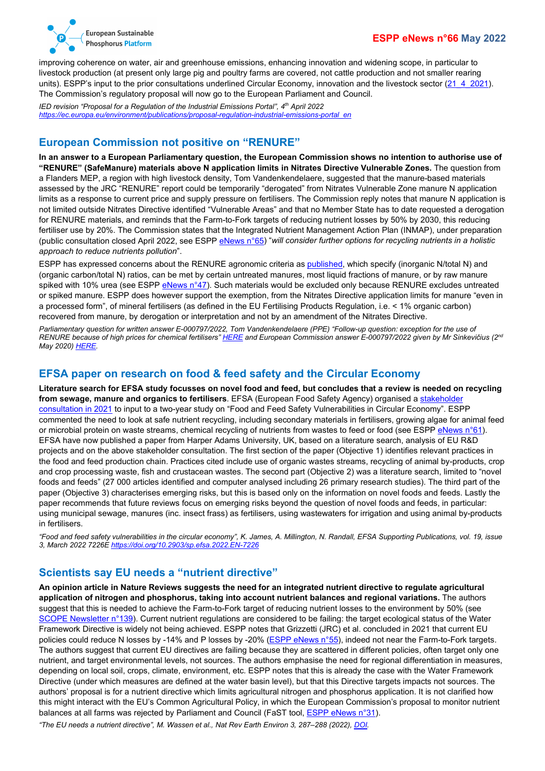improving coherence on water, air and greenhouse emissions, enhancing innovation and widening scope, in particular to livestock production (at present only large pig and poultry farms are covered, not cattle production and not smaller rearing units). ESPP's input to the prior consultations underlined Circular Economy, innovation and the livestock sector (21_4_2021). The Commission's regulatory proposal will now go to the European Parliament and Council.

*IED revision "Proposal for a Regulation of the Industrial Emissions Portal", 4th April 2022 https://ec.europa.eu/environment/publications/proposal-regulation-industrial-emissions-portal_en*

## European Commission not positive on "RENURE"

**In an answer to a European Parliamentary question, the European Commission shows no intention to authorise use of "RENURE" (SafeManure) materials above N application limits in Nitrates Directive Vulnerable Zones.** The question from a Flanders MEP, a region with high livestock density, Tom Vandenkendelaere, suggested that the manure-based materials assessed by the JRC "RENURE" report could be temporarily "derogated" from Nitrates Vulnerable Zone manure N application limits as a response to current price and supply pressure on fertilisers. The Commission reply notes that manure N application is not limited outside Nitrates Directive identified "Vulnerable Areas" and that no Member State has to date requested a derogation for RENURE materials, and reminds that the Farm-to-Fork targets of reducing nutrient losses by 50% by 2030, this reducing fertiliser use by 20%. The Commission states that the Integrated Nutrient Management Action Plan (INMAP), under preparation (public consultation closed April 2022, see ESPP eNews n°65) "*will consider further options for recycling nutrients in a holistic approach to reduce nutrients pollution*".

ESPP has expressed concerns about the RENURE agronomic criteria as published, which specify (inorganic N/total N) and (organic carbon/total N) ratios, can be met by certain untreated manures, most liquid fractions of manure, or by raw manure spiked with 10% urea (see ESPP eNews n°47). Such materials would be excluded only because RENURE excludes untreated or spiked manure. ESPP does however support the exemption, from the Nitrates Directive application limits for manure "even in a processed form", of mineral fertilisers (as defined in the EU Fertilising Products Regulation, i.e. < 1% organic carbon) recovered from manure, by derogation or interpretation and not by an amendment of the Nitrates Directive.

*Parliamentary question for written answer E-000797/2022, Tom Vandenkendelaere (PPE) "Follow-up question: exception for the use of RENURE because of high prices for chemical fertilisers" HERE and European Commission answer E-000797/2022 given by Mr Sinkevičius (2nd May 2020) HERE.*

## EFSA paper on research on food & feed safety and the Circular Economy

**Literature search for EFSA study focusses on novel food and feed, but concludes that a review is needed on recycling from sewage, manure and organics to fertilisers**. EFSA (European Food Safety Agency) organised a stakeholder consultation in 2021 to input to a two-year study on "Food and Feed Safety Vulnerabilities in Circular Economy". ESPP commented the need to look at safe nutrient recycling, including secondary materials in fertilisers, growing algae for animal feed or microbial protein on waste streams, chemical recycling of nutrients from wastes to feed or food (see ESPP eNews n°61). EFSA have now published a paper from Harper Adams University, UK, based on a literature search, analysis of EU R&D projects and on the above stakeholder consultation. The first section of the paper (Objective 1) identifies relevant practices in the food and feed production chain. Practices cited include use of organic wastes streams, recycling of animal by-products, crop and crop processing waste, fish and crustacean wastes. The second part (Objective 2) was a literature search, limited to "novel foods and feeds" (27 000 articles identified and computer analysed including 26 primary research studies). The third part of the paper (Objective 3) characterises emerging risks, but this is based only on the information on novel foods and feeds. Lastly the paper recommends that future reviews focus on emerging risks beyond the question of novel foods and feeds, in particular: using municipal sewage, manures (inc. insect frass) as fertilisers, using wastewaters for irrigation and using animal by-products in fertilisers.

*"Food and feed safety vulnerabilities in the circular economy", K. James, A. Millington, N. Randall, EFSA Supporting Publications, vol. 19, issue 3, March 2022 7226E https://doi.org/10.2903/sp.efsa.2022.EN-7226*

## Scientists say EU needs a "nutrient directive"

**An opinion article in Nature Reviews suggests the need for an integrated nutrient directive to regulate agricultural application of nitrogen and phosphorus, taking into account nutrient balances and regional variations.** The authors suggest that this is needed to achieve the Farm-to-Fork target of reducing nutrient losses to the environment by 50% (see SCOPE Newsletter n°139). Current nutrient regulations are considered to be failing: the target ecological status of the Water Framework Directive is widely not being achieved. ESPP notes that Grizzetti (JRC) et al. concluded in 2021 that current EU policies could reduce N losses by -14% and P losses by -20% (ESPP eNews n°55), indeed not near the Farm-to-Fork targets. The authors suggest that current EU directives are failing because they are scattered in different policies, often target only one nutrient, and target environmental levels, not sources. The authors emphasise the need for regional differentiation in measures, depending on local soil, crops, climate, environment, etc. ESPP notes that this is already the case with the Water Framework Directive (under which measures are defined at the water basin level), but that this Directive targets impacts not sources. The authors' proposal is for a nutrient directive which limits agricultural nitrogen and phosphorus application. It is not clarified how this might interact with the EU's Common Agricultural Policy, in which the European Commission's proposal to monitor nutrient balances at all farms was rejected by Parliament and Council (FaST tool, ESPP eNews n°31).

*"The EU needs a nutrient directive", M. Wassen et al., Nat Rev Earth Environ 3, 287–288 (2022), DOI.*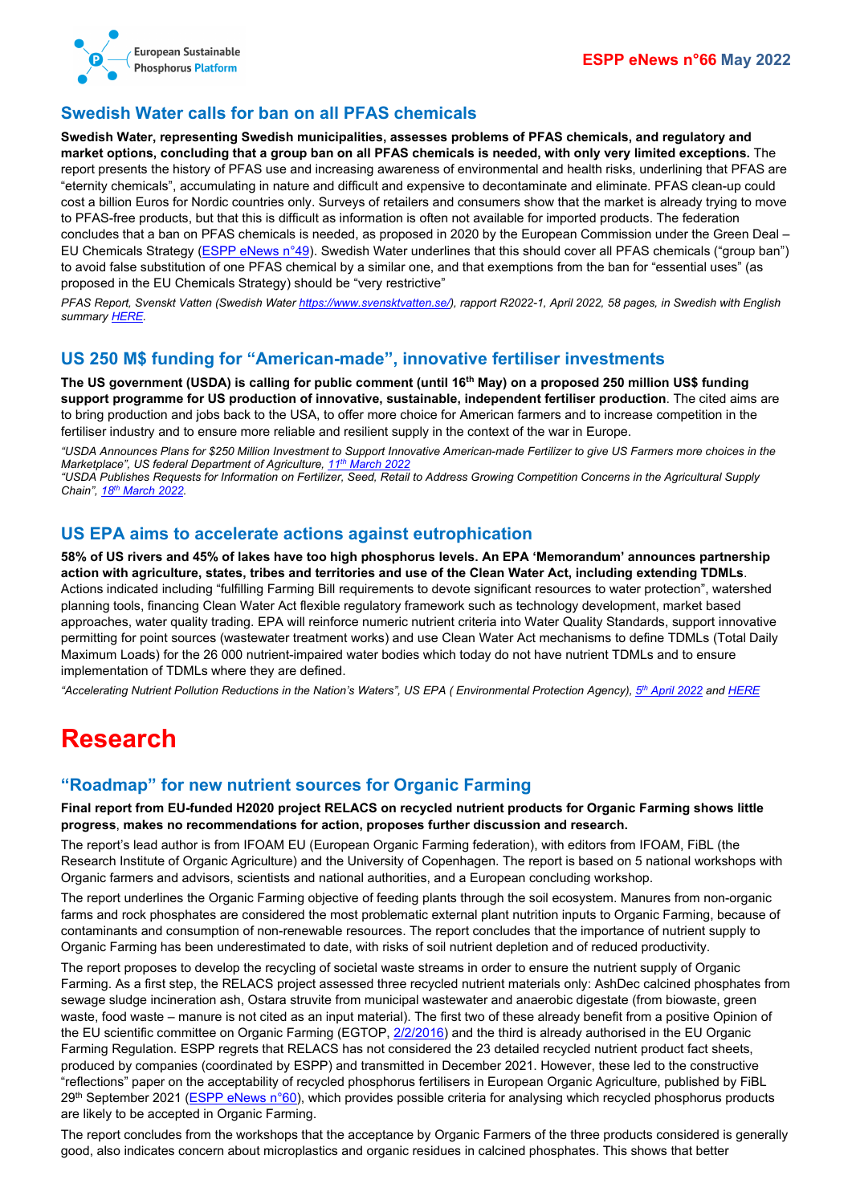## Swedish Water calls for ban on all PFAS chemicals

**Swedish Water, representing Swedish municipalities, assesses problems of PFAS chemicals, and regulatory and market options, concluding that a group ban on all PFAS chemicals is needed, with only very limited exceptions.** The report presents the history of PFAS use and increasing awareness of environmental and health risks, underlining that PFAS are "eternity chemicals", accumulating in nature and difficult and expensive to decontaminate and eliminate. PFAS clean-up could cost a billion Euros for Nordic countries only. Surveys of retailers and consumers show that the market is already trying to move to PFAS-free products, but that this is difficult as information is often not available for imported products. The federation concludes that a ban on PFAS chemicals is needed, as proposed in 2020 by the European Commission under the Green Deal – EU Chemicals Strategy (ESPP eNews n°49). Swedish Water underlines that this should cover all PFAS chemicals ("group ban") to avoid false substitution of one PFAS chemical by a similar one, and that exemptions from the ban for "essential uses" (as proposed in the EU Chemicals Strategy) should be "very restrictive"

*PFAS Report, Svenskt Vatten (Swedish Water https://www.svensktvatten.se/), rapport R2022-1, April 2022, 58 pages, in Swedish with English summary HERE.*

## US 250 M$ funding for "American-made", innovative fertiliser investments

**The US government (USDA) is calling for public comment (until 16th May) on a proposed 250 million US$ funding support programme for US production of innovative, sustainable, independent fertiliser production**. The cited aims are to bring production and jobs back to the USA, to offer more choice for American farmers and to increase competition in the fertiliser industry and to ensure more reliable and resilient supply in the context of the war in Europe.

*"USDA Announces Plans for $250 Million Investment to Support Innovative American-made Fertilizer to give US Farmers more choices in the Marketplace", US federal Department of Agriculture, 11th March 2022*
*"USDA Publishes Requests for Information on Fertilizer, Seed, Retail to Address Growing Competition Concerns in the Agricultural Supply Chain", 18th March 2022.*

## US EPA aims to accelerate actions against eutrophication

**58% of US rivers and 45% of lakes have too high phosphorus levels. An EPA 'Memorandum' announces partnership action with agriculture, states, tribes and territories and use of the Clean Water Act, including extending TDMLs**. Actions indicated including "fulfilling Farming Bill requirements to devote significant resources to water protection", watershed planning tools, financing Clean Water Act flexible regulatory framework such as technology development, market based approaches, water quality trading. EPA will reinforce numeric nutrient criteria into Water Quality Standards, support innovative permitting for point sources (wastewater treatment works) and use Clean Water Act mechanisms to define TDMLs (Total Daily Maximum Loads) for the 26 000 nutrient-impaired water bodies which today do not have nutrient TDMLs and to ensure implementation of TDMLs where they are defined.

*"Accelerating Nutrient Pollution Reductions in the Nation's Waters", US EPA ( Environmental Protection Agency), 5th April 2022 and HERE*

# Research

## "Roadmap" for new nutrient sources for Organic Farming

**Final report from EU-funded H2020 project RELACS on recycled nutrient products for Organic Farming shows little progress**, **makes no recommendations for action, proposes further discussion and research.**

The report's lead author is from IFOAM EU (European Organic Farming federation), with editors from IFOAM, FiBL (the Research Institute of Organic Agriculture) and the University of Copenhagen. The report is based on 5 national workshops with Organic farmers and advisors, scientists and national authorities, and a European concluding workshop.

The report underlines the Organic Farming objective of feeding plants through the soil ecosystem. Manures from non-organic farms and rock phosphates are considered the most problematic external plant nutrition inputs to Organic Farming, because of contaminants and consumption of non-renewable resources. The report concludes that the importance of nutrient supply to Organic Farming has been underestimated to date, with risks of soil nutrient depletion and of reduced productivity.

The report proposes to develop the recycling of societal waste streams in order to ensure the nutrient supply of Organic Farming. As a first step, the RELACS project assessed three recycled nutrient materials only: AshDec calcined phosphates from sewage sludge incineration ash, Ostara struvite from municipal wastewater and anaerobic digestate (from biowaste, green waste, food waste – manure is not cited as an input material). The first two of these already benefit from a positive Opinion of the EU scientific committee on Organic Farming (EGTOP, 2/2/2016) and the third is already authorised in the EU Organic Farming Regulation. ESPP regrets that RELACS has not considered the 23 detailed recycled nutrient product fact sheets, produced by companies (coordinated by ESPP) and transmitted in December 2021. However, these led to the constructive "reflections" paper on the acceptability of recycled phosphorus fertilisers in European Organic Agriculture, published by FiBL 29th September 2021 (ESPP eNews n°60), which provides possible criteria for analysing which recycled phosphorus products are likely to be accepted in Organic Farming.

The report concludes from the workshops that the acceptance by Organic Farmers of the three products considered is generally good, also indicates concern about microplastics and organic residues in calcined phosphates. This shows that better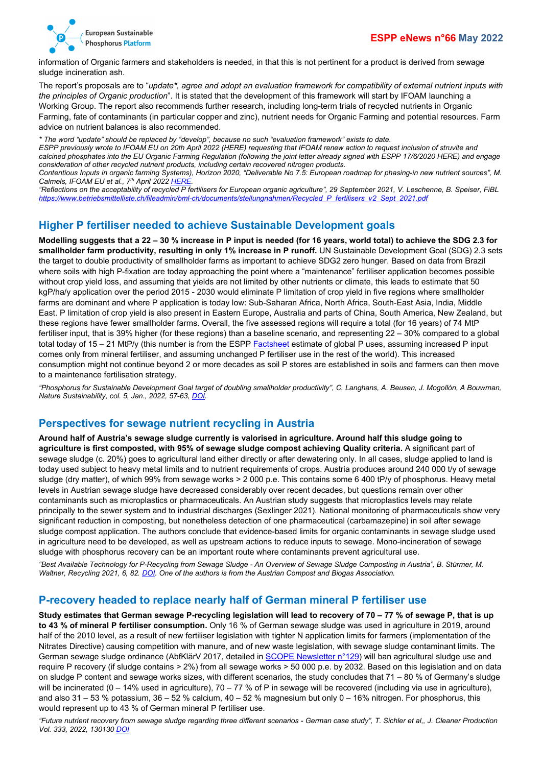information of Organic farmers and stakeholders is needed, in that this is not pertinent for a product is derived from sewage sludge incineration ash.

The report's proposals are to "*update\*, agree and adopt an evaluation framework for compatibility of external nutrient inputs with the principles of Organic production*". It is stated that the development of this framework will start by IFOAM launching a Working Group. The report also recommends further research, including long-term trials of recycled nutrients in Organic Farming, fate of contaminants (in particular copper and zinc), nutrient needs for Organic Farming and potential resources. Farm advice on nutrient balances is also recommended.

*\* The word "update" should be replaced by "develop", because no such "evaluation framework" exists to date.*

*ESPP previously wrote to IFOAM EU on 20th April 2022 (HERE) requesting that IFOAM renew action to request inclusion of struvite and calcined phosphates into the EU Organic Farming Regulation (following the joint letter already signed with ESPP 17/6/2020 HERE) and engage consideration of other recycled nutrient products, including certain recovered nitrogen products.*

*Contentious Inputs in organic farming Systems), Horizon 2020, "Deliverable No 7.5: European roadmap for phasing-in new nutrient sources", M. Calmels, IFOAM EU et al., 7th April 2022 HERE.*

*"Reflections on the acceptability of recycled P fertilisers for European organic agriculture", 29 September 2021, V. Leschenne, B. Speiser, FiBL https://www.betriebsmittelliste.ch/fileadmin/bml-ch/documents/stellungnahmen/Recycled_P_fertilisers_v2_Sept_2021.pdf*

## Higher P fertiliser needed to achieve Sustainable Development goals

**Modelling suggests that a 22 – 30 % increase in P input is needed (for 16 years, world total) to achieve the SDG 2.3 for smallholder farm productivity, resulting in only 1% increase in P runoff.** UN Sustainable Development Goal (SDG) 2.3 sets the target to double productivity of smallholder farms as important to achieve SDG2 zero hunger. Based on data from Brazil where soils with high P-fixation are today approaching the point where a "maintenance" fertiliser application becomes possible without crop yield loss, and assuming that yields are not limited by other nutrients or climate, this leads to estimate that 50 kgP/ha/y application over the period 2015 - 2030 would eliminate P limitation of crop yield in five regions where smallholder farms are dominant and where P application is today low: Sub-Saharan Africa, North Africa, South-East Asia, India, Middle East. P limitation of crop yield is also present in Eastern Europe, Australia and parts of China, South America, New Zealand, but these regions have fewer smallholder farms. Overall, the five assessed regions will require a total (for 16 years) of 74 MtP fertiliser input, that is 39% higher (for these regions) than a baseline scenario, and representing 22 – 30% compared to a global total today of 15 – 21 MtP/y (this number is from the ESPP Factsheet estimate of global P uses, assuming increased P input comes only from mineral fertiliser, and assuming unchanged P fertiliser use in the rest of the world). This increased consumption might not continue beyond 2 or more decades as soil P stores are established in soils and farmers can then move to a maintenance fertilisation strategy.

*"Phosphorus for Sustainable Development Goal target of doubling smallholder productivity", C. Langhans, A. Beusen, J. Mogollón, A Bouwman, Nature Sustainability, col. 5, Jan., 2022, 57-63, DOI.*

## Perspectives for sewage nutrient recycling in Austria

**Around half of Austria's sewage sludge currently is valorised in agriculture. Around half this sludge going to agriculture is first composted, with 95% of sewage sludge compost achieving Quality criteria.** A significant part of sewage sludge (c. 20%) goes to agricultural land either directly or after dewatering only. In all cases, sludge applied to land is today used subject to heavy metal limits and to nutrient requirements of crops. Austria produces around 240 000 t/y of sewage sludge (dry matter), of which 99% from sewage works > 2 000 p.e. This contains some 6 400 tP/y of phosphorus. Heavy metal levels in Austrian sewage sludge have decreased considerably over recent decades, but questions remain over other contaminants such as microplastics or pharmaceuticals. An Austrian study suggests that microplastics levels may relate principally to the sewer system and to industrial discharges (Sexlinger 2021). National monitoring of pharmaceuticals show very significant reduction in composting, but nonetheless detection of one pharmaceutical (carbamazepine) in soil after sewage sludge compost application. The authors conclude that evidence-based limits for organic contaminants in sewage sludge used in agriculture need to be developed, as well as upstream actions to reduce inputs to sewage. Mono-incineration of sewage sludge with phosphorus recovery can be an important route where contaminants prevent agricultural use.

*"Best Available Technology for P-Recycling from Sewage Sludge - An Overview of Sewage Sludge Composting in Austria", B. Stürmer, M. Waltner, Recycling 2021, 6, 82. DOI. One of the authors is from the Austrian Compost and Biogas Association.*

## P-recovery headed to replace nearly half of German mineral P fertiliser use

**Study estimates that German sewage P-recycling legislation will lead to recovery of 70 – 77 % of sewage P, that is up to 43 % of mineral P fertiliser consumption.** Only 16 % of German sewage sludge was used in agriculture in 2019, around half of the 2010 level, as a result of new fertiliser legislation with tighter N application limits for farmers (implementation of the Nitrates Directive) causing competition with manure, and of new waste legislation, with sewage sludge contaminant limits. The German sewage sludge ordinance (AbfKlärV 2017, detailed in SCOPE Newsletter n°129) will ban agricultural sludge use and require P recovery (if sludge contains > 2%) from all sewage works > 50 000 p.e. by 2032. Based on this legislation and on data on sludge P content and sewage works sizes, with different scenarios, the study concludes that 71 – 80 % of Germany's sludge will be incinerated (0 – 14% used in agriculture), 70 – 77 % of P in sewage will be recovered (including via use in agriculture), and also 31 – 53 % potassium, 36 – 52 % calcium, 40 – 52 % magnesium but only 0 – 16% nitrogen. For phosphorus, this would represent up to 43 % of German mineral P fertiliser use.

*"Future nutrient recovery from sewage sludge regarding three different scenarios - German case study", T. Sichler et al,, J. Cleaner Production Vol. 333, 2022, 130130 DOI*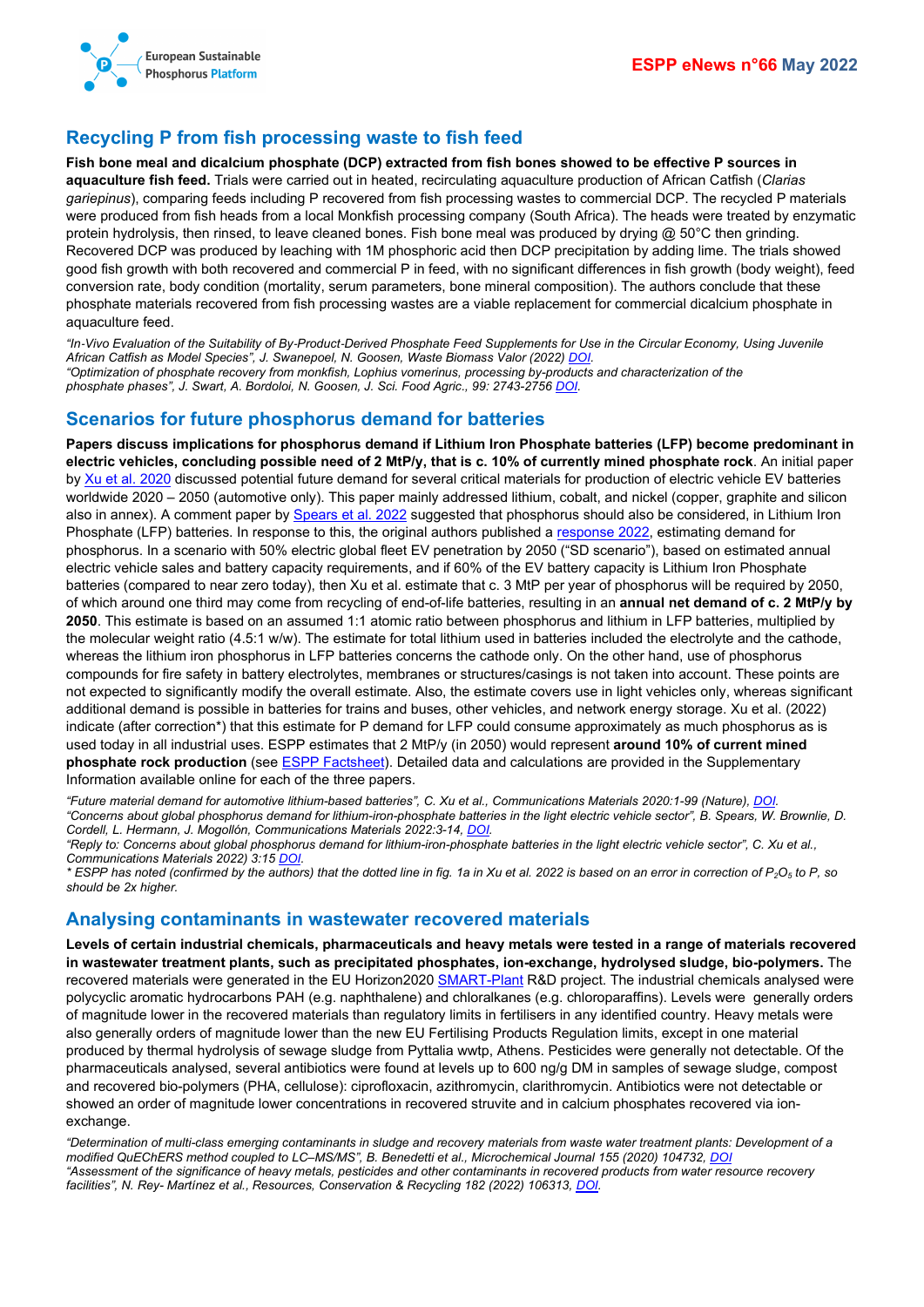## Recycling P from fish processing waste to fish feed

**Fish bone meal and dicalcium phosphate (DCP) extracted from fish bones showed to be effective P sources in aquaculture fish feed.** Trials were carried out in heated, recirculating aquaculture production of African Catfish (*Clarias gariepinus*), comparing feeds including P recovered from fish processing wastes to commercial DCP. The recycled P materials were produced from fish heads from a local Monkfish processing company (South Africa). The heads were treated by enzymatic protein hydrolysis, then rinsed, to leave cleaned bones. Fish bone meal was produced by drying @ 50°C then grinding. Recovered DCP was produced by leaching with 1M phosphoric acid then DCP precipitation by adding lime. The trials showed good fish growth with both recovered and commercial P in feed, with no significant differences in fish growth (body weight), feed conversion rate, body condition (mortality, serum parameters, bone mineral composition). The authors conclude that these phosphate materials recovered from fish processing wastes are a viable replacement for commercial dicalcium phosphate in aquaculture feed.

*"In-Vivo Evaluation of the Suitability of By-Product-Derived Phosphate Feed Supplements for Use in the Circular Economy, Using Juvenile African Catfish as Model Species", J. Swanepoel, N. Goosen, Waste Biomass Valor (2022) DOI.*
*"Optimization of phosphate recovery from monkfish, Lophius vomerinus, processing by-products and characterization of the phosphate phases", J. Swart, A. Bordoloi, N. Goosen, J. Sci. Food Agric., 99: 2743-2756 DOI.*

## Scenarios for future phosphorus demand for batteries

**Papers discuss implications for phosphorus demand if Lithium Iron Phosphate batteries (LFP) become predominant in electric vehicles, concluding possible need of 2 MtP/y, that is c. 10% of currently mined phosphate rock**. An initial paper by Xu et al. 2020 discussed potential future demand for several critical materials for production of electric vehicle EV batteries worldwide 2020 – 2050 (automotive only). This paper mainly addressed lithium, cobalt, and nickel (copper, graphite and silicon also in annex). A comment paper by Spears et al. 2022 suggested that phosphorus should also be considered, in Lithium Iron Phosphate (LFP) batteries. In response to this, the original authors published a response 2022, estimating demand for phosphorus. In a scenario with 50% electric global fleet EV penetration by 2050 ("SD scenario"), based on estimated annual electric vehicle sales and battery capacity requirements, and if 60% of the EV battery capacity is Lithium Iron Phosphate batteries (compared to near zero today), then Xu et al. estimate that c. 3 MtP per year of phosphorus will be required by 2050, of which around one third may come from recycling of end-of-life batteries, resulting in an **annual net demand of c. 2 MtP/y by 2050**. This estimate is based on an assumed 1:1 atomic ratio between phosphorus and lithium in LFP batteries, multiplied by the molecular weight ratio (4.5:1 w/w). The estimate for total lithium used in batteries included the electrolyte and the cathode, whereas the lithium iron phosphorus in LFP batteries concerns the cathode only. On the other hand, use of phosphorus compounds for fire safety in battery electrolytes, membranes or structures/casings is not taken into account. These points are not expected to significantly modify the overall estimate. Also, the estimate covers use in light vehicles only, whereas significant additional demand is possible in batteries for trains and buses, other vehicles, and network energy storage. Xu et al. (2022) indicate (after correction*) that this estimate for P demand for LFP could consume approximately as much phosphorus as is used today in all industrial uses. ESPP estimates that 2 MtP/y (in 2050) would represent **around 10% of current mined phosphate rock production** (see ESPP Factsheet). Detailed data and calculations are provided in the Supplementary Information available online for each of the three papers.

*"Future material demand for automotive lithium-based batteries", C. Xu et al., Communications Materials 2020:1-99 (Nature), DOI.*
*"Concerns about global phosphorus demand for lithium-iron-phosphate batteries in the light electric vehicle sector", B. Spears, W. Brownlie, D. Cordell, L. Hermann, J. Mogollón, Communications Materials 2022:3-14, DOI.*
*"Reply to: Concerns about global phosphorus demand for lithium-iron-phosphate batteries in the light electric vehicle sector", C. Xu et al., Communications Materials 2022) 3:15 DOI.*
** ESPP has noted (confirmed by the authors) that the dotted line in fig. 1a in Xu et al 2022 is based on an error in correction of $P_2O_5$ to P, so should be 2x higher.*

## Analysing contaminants in wastewater recovered materials

**Levels of certain industrial chemicals, pharmaceuticals and heavy metals were tested in a range of materials recovered in wastewater treatment plants, such as precipitated phosphates, ion-exchange, hydrolysed sludge, bio-polymers.** The recovered materials were generated in the EU Horizon2020 SMART-Plant R&D project. The industrial chemicals analysed were polycyclic aromatic hydrocarbons PAH (e.g. naphthalene) and chloralkanes (e.g. chloroparaffins). Levels were generally orders of magnitude lower in the recovered materials than regulatory limits in fertilisers in any identified country. Heavy metals were also generally orders of magnitude lower than the new EU Fertilising Products Regulation limits, except in one material produced by thermal hydrolysis of sewage sludge from Pyttalia wwtp, Athens. Pesticides were generally not detectable. Of the pharmaceuticals analysed, several antibiotics were found at levels up to 600 ng/g DM in samples of sewage sludge, compost and recovered bio-polymers (PHA, cellulose): ciprofloxacin, azithromycin, clarithromycin. Antibiotics were not detectable or showed an order of magnitude lower concentrations in recovered struvite and in calcium phosphates recovered via ion-exchange.

*"Determination of multi-class emerging contaminants in sludge and recovery materials from waste water treatment plants: Development of a modified QuEChERS method coupled to LC–MS/MS", B. Benedetti et al., Microchemical Journal 155 (2020) 104732, DOI*
*"Assessment of the significance of heavy metals, pesticides and other contaminants in recovered products from water resource recovery facilities", N. Rey- Martínez et al., Resources, Conservation & Recycling 182 (2022) 106313, DOI.*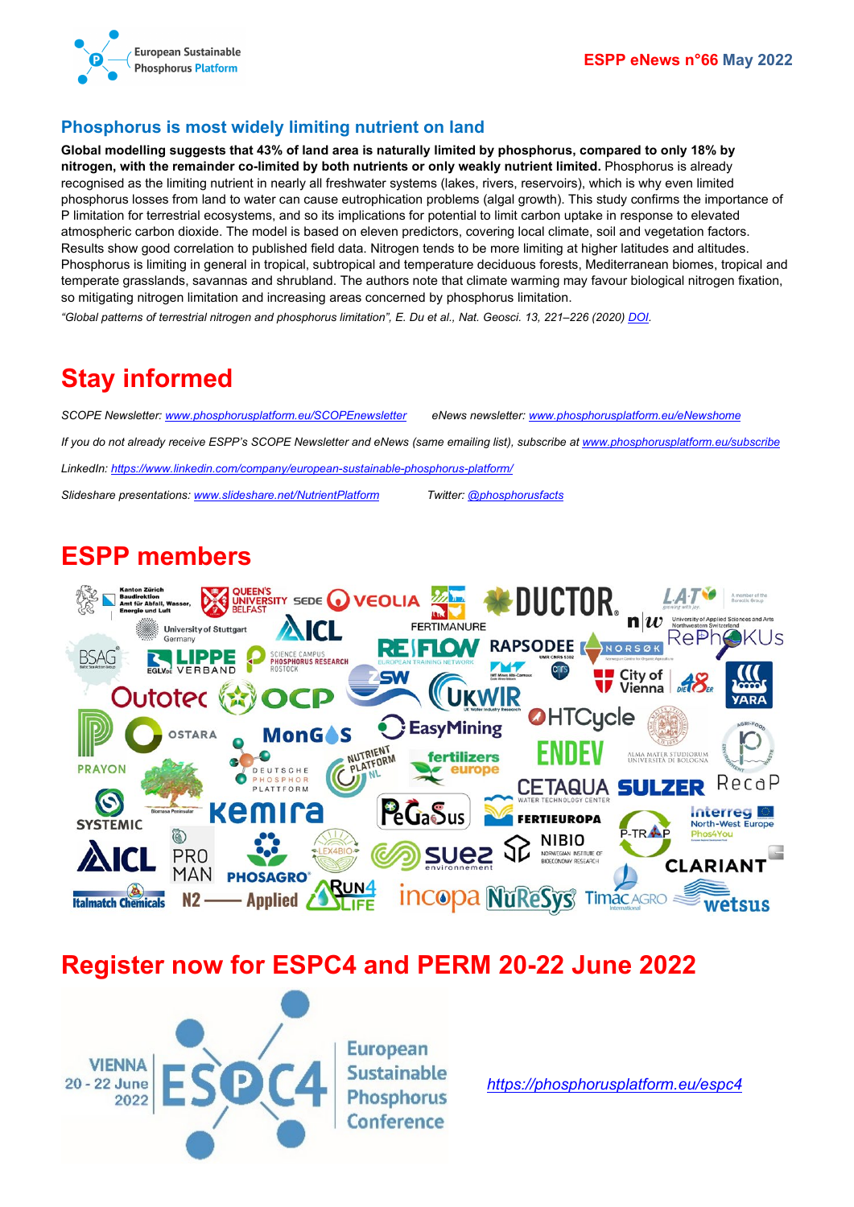## Phosphorus is most widely limiting nutrient on land

**Global modelling suggests that 43% of land area is naturally limited by phosphorus, compared to only 18% by nitrogen, with the remainder co-limited by both nutrients or only weakly nutrient limited.** Phosphorus is already recognised as the limiting nutrient in nearly all freshwater systems (lakes, rivers, reservoirs), which is why even limited phosphorus losses from land to water can cause eutrophication problems (algal growth). This study confirms the importance of P limitation for terrestrial ecosystems, and so its implications for potential to limit carbon uptake in response to elevated atmospheric carbon dioxide. The model is based on eleven predictors, covering local climate, soil and vegetation factors. Results show good correlation to published field data. Nitrogen tends to be more limiting at higher latitudes and altitudes. Phosphorus is limiting in general in tropical, subtropical and temperature deciduous forests, Mediterranean biomes, tropical and temperate grasslands, savannas and shrubland. The authors note that climate warming may favour biological nitrogen fixation, so mitigating nitrogen limitation and increasing areas concerned by phosphorus limitation.

*"Global patterns of terrestrial nitrogen and phosphorus limitation", E. Du et al., Nat. Geosci. 13, 221–226 (2020) DOI.*

# Stay informed

*SCOPE Newsletter: www.phosphorusplatform.eu/SCOPEnewsletter* *eNews newsletter: www.phosphorusplatform.eu/eNewshome*

*If you do not already receive ESPP's SCOPE Newsletter and eNews (same emailing list), subscribe at www.phosphorusplatform.eu/subscribe*

*LinkedIn: https://www.linkedin.com/company/european-sustainable-phosphorus-platform/*

*Slideshare presentations: www.slideshare.net/NutrientPlatform* *Twitter: @phosphorusfacts*

# ESPP members

# Register now for ESPC4 and PERM 20-22 June 2022

https://phosphorusplatform.eu/espc4